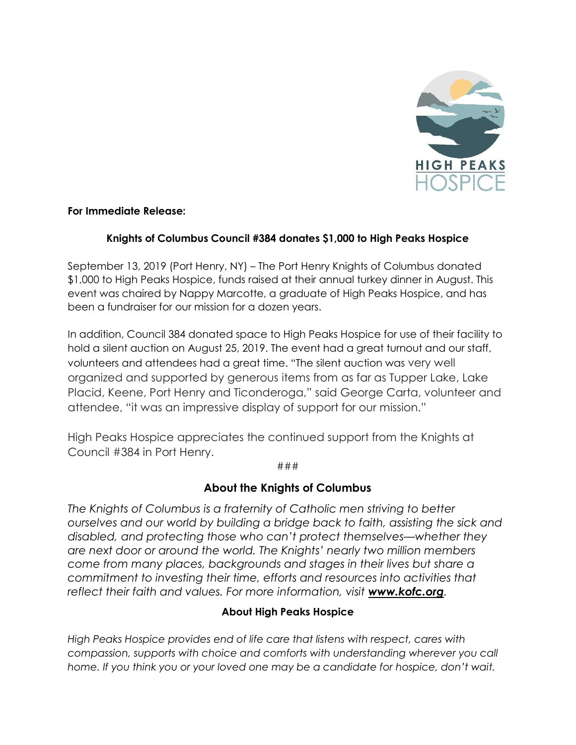HIGH PEAKS
HOSPICE

**For Immediate Release:**

**Knights of Columbus Council #384 donates $1,000 to High Peaks Hospice**

September 13, 2019 (Port Henry, NY) – The Port Henry Knights of Columbus donated $1,000 to High Peaks Hospice, funds raised at their annual turkey dinner in August. This event was chaired by Nappy Marcotte, a graduate of High Peaks Hospice, and has been a fundraiser for our mission for a dozen years.

In addition, Council 384 donated space to High Peaks Hospice for use of their facility to hold a silent auction on August 25, 2019. The event had a great turnout and our staff, volunteers and attendees had a great time. "The silent auction was very well organized and supported by generous items from as far as Tupper Lake, Lake Placid, Keene, Port Henry and Ticonderoga," said George Carta, volunteer and attendee, "it was an impressive display of support for our mission."

High Peaks Hospice appreciates the continued support from the Knights at Council #384 in Port Henry.

###

**About the Knights of Columbus**

*The Knights of Columbus is a fraternity of Catholic men striving to better ourselves and our world by building a bridge back to faith, assisting the sick and disabled, and protecting those who can't protect themselves—whether they are next door or around the world. The Knights' nearly two million members come from many places, backgrounds and stages in their lives but share a commitment to investing their time, efforts and resources into activities that reflect their faith and values. For more information, visit* ***www.kofc.org****.*

**About High Peaks Hospice**

*High Peaks Hospice provides end of life care that listens with respect, cares with compassion, supports with choice and comforts with understanding wherever you call home. If you think you or your loved one may be a candidate for hospice, don't wait.*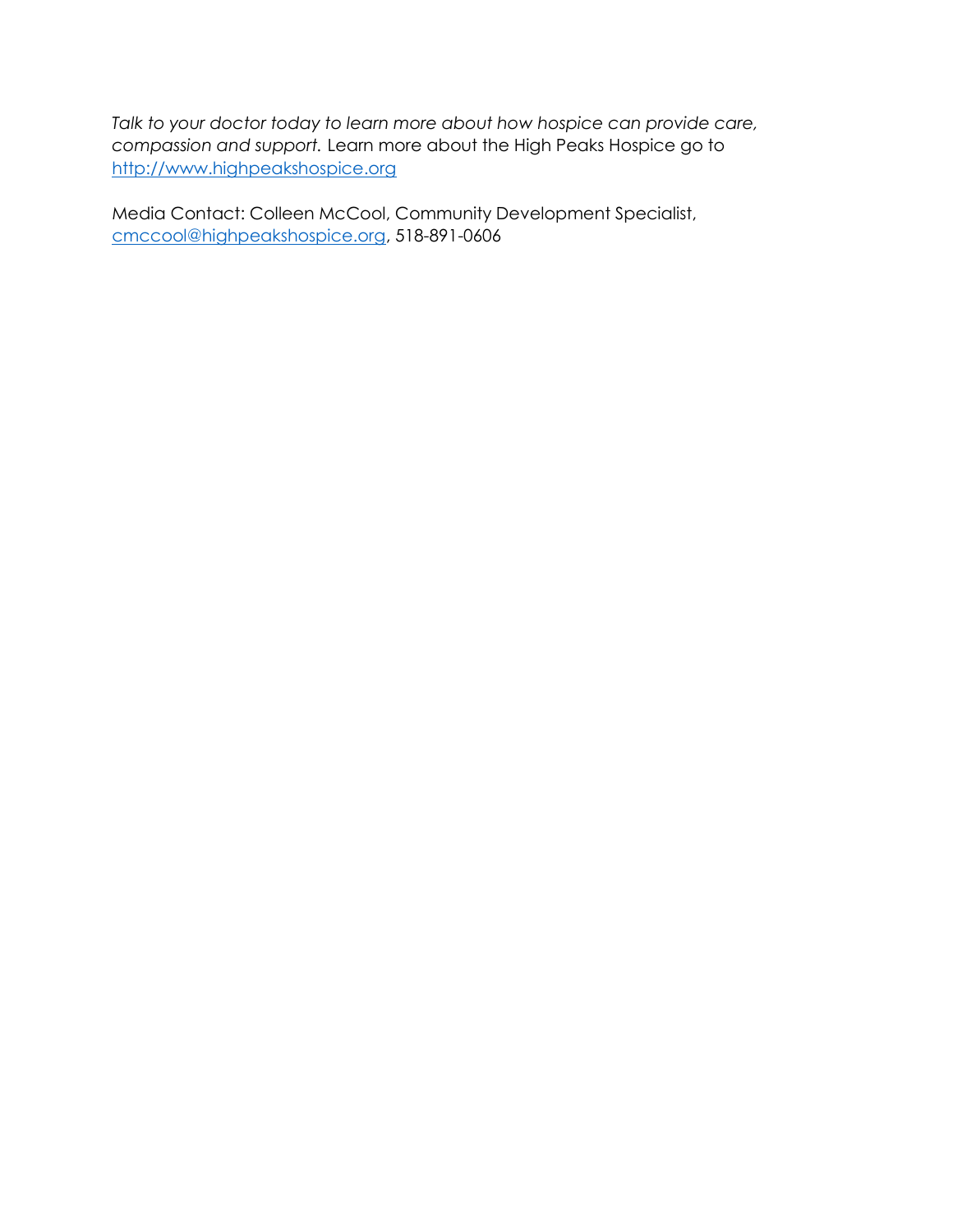*Talk to your doctor today to learn more about how hospice can provide care, compassion and support.* Learn more about the High Peaks Hospice go to http://www.highpeakshospice.org

Media Contact: Colleen McCool, Community Development Specialist, cmccool@highpeakshospice.org, 518-891-0606